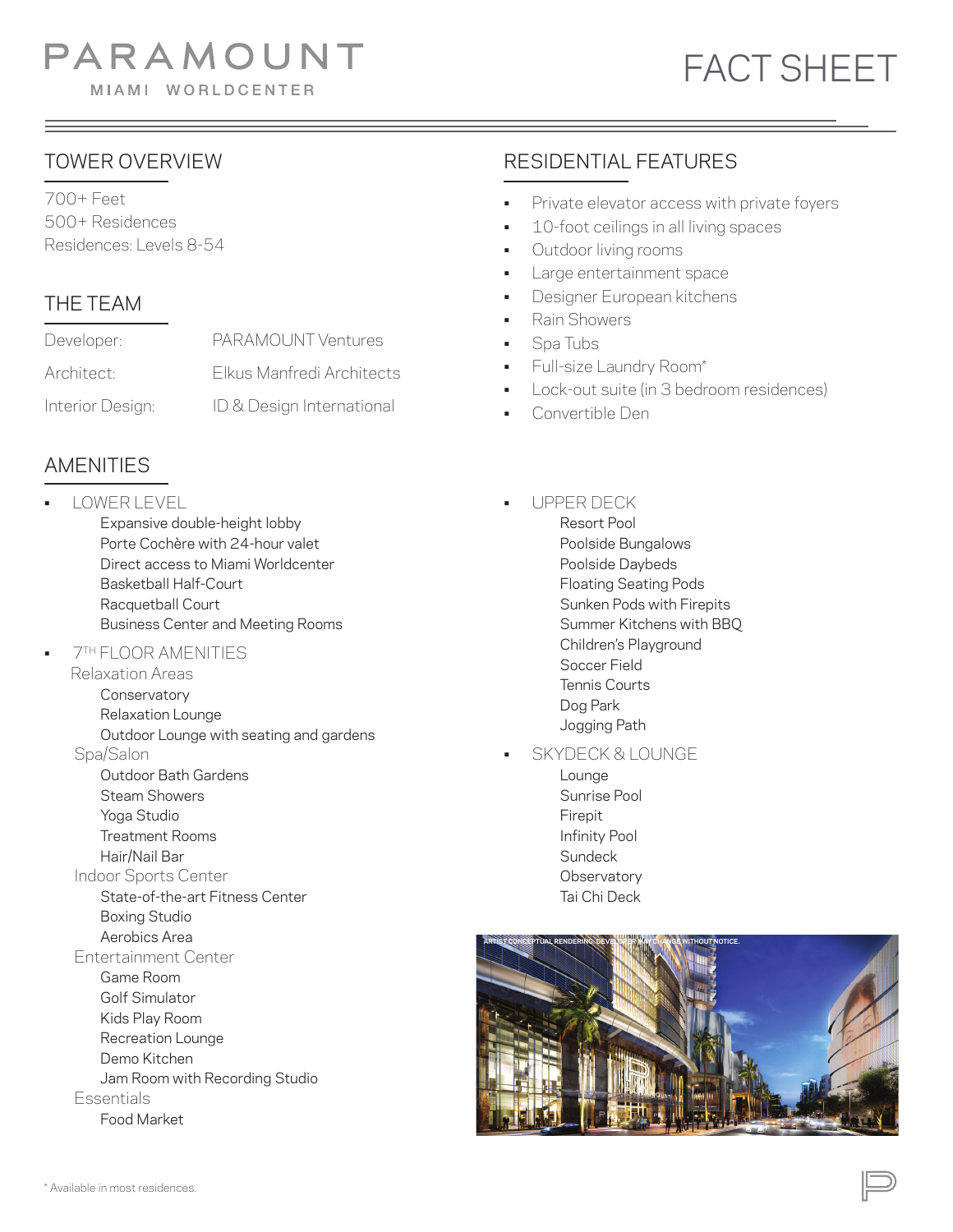# PARAMOUNT

MIAMI WORLDCENTER

# FACT SHEET

## TOWER OVERVIEW

700+ Feet
500+ Residences
Residences: Levels 8-54

## THE TEAM

| | |
|---|---|
| Developer: | PARAMOUNT Ventures |
| Architect: | Elkus Manfredi Architects |
| Interior Design: | ID & Design International |

## RESIDENTIAL FEATURES

- Private elevator access with private foyers
- 10-foot ceilings in all living spaces
- Outdoor living rooms
- Large entertainment space
- Designer European kitchens
- Rain Showers
- Spa Tubs
- Full-size Laundry Room*
- Lock-out suite (in 3 bedroom residences)
- Convertible Den

## AMENITIES

- LOWER LEVEL
  - Expansive double-height lobby
  - Porte Cochère with 24-hour valet
  - Direct access to Miami Worldcenter
  - Basketball Half-Court
  - Racquetball Court
  - Business Center and Meeting Rooms
- 7TH FLOOR AMENITIES
  - Relaxation Areas
    - Conservatory
    - Relaxation Lounge
    - Outdoor Lounge with seating and gardens
  - Spa/Salon
    - Outdoor Bath Gardens
    - Steam Showers
    - Yoga Studio
    - Treatment Rooms
    - Hair/Nail Bar
  - Indoor Sports Center
    - State-of-the-art Fitness Center
    - Boxing Studio
    - Aerobics Area
  - Entertainment Center
    - Game Room
    - Golf Simulator
    - Kids Play Room
    - Recreation Lounge
    - Demo Kitchen
    - Jam Room with Recording Studio
  - Essentials
    - Food Market
- UPPER DECK
  - Resort Pool
  - Poolside Bungalows
  - Poolside Daybeds
  - Floating Seating Pods
  - Sunken Pods with Firepits
  - Summer Kitchens with BBQ
  - Children's Playground
  - Soccer Field
  - Tennis Courts
  - Dog Park
  - Jogging Path
- SKYDECK & LOUNGE
  - Lounge
  - Sunrise Pool
  - Firepit
  - Infinity Pool
  - Sundeck
  - Observatory
  - Tai Chi Deck

ARTIST CONCEPTUAL RENDERING. DEVELOPER MAY CHANGE WITHOUT NOTICE.

\* Available in most residences.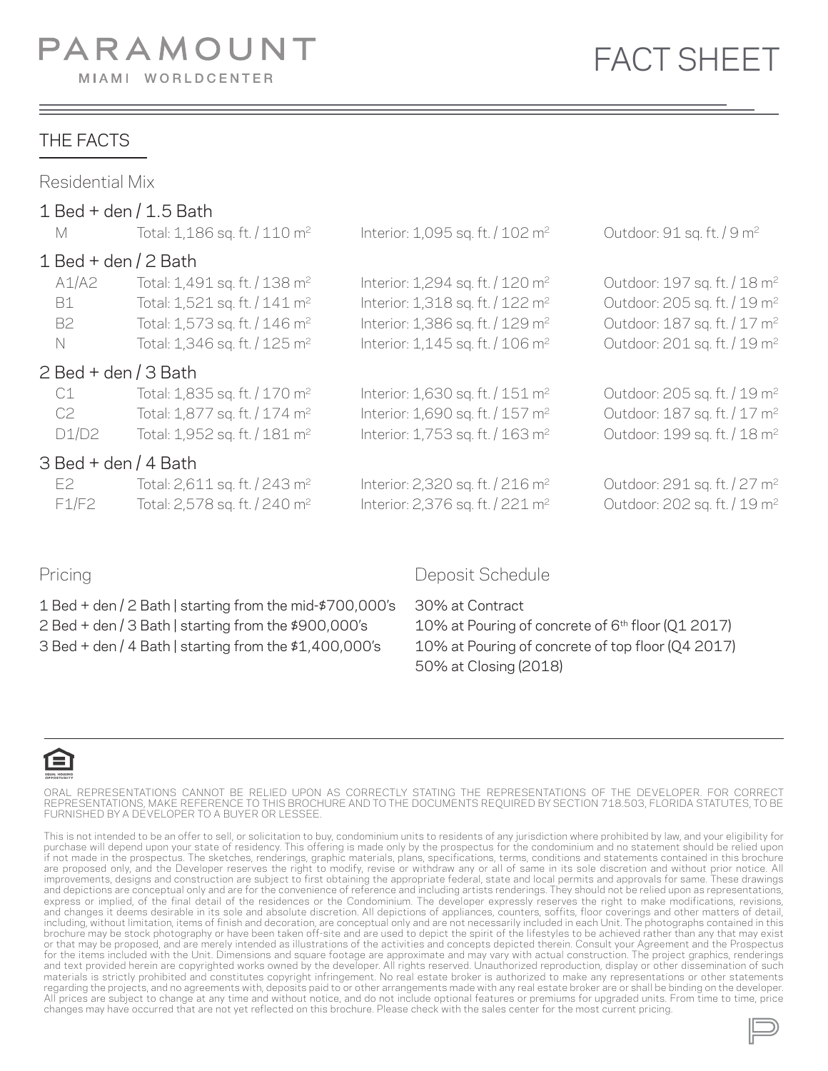# PARAMOUNT

MIAMI WORLDCENTER

# FACT SHEET

## THE FACTS

### Residential Mix

**1 Bed + den / 1.5 Bath**

| | | | |
|---|---|---|---|
| M | Total: 1,186 sq. ft. / 110 m² | Interior: 1,095 sq. ft. / 102 m² | Outdoor: 91 sq. ft. / 9 m² |

**1 Bed + den / 2 Bath**

| | | | |
|---|---|---|---|
| A1/A2 | Total: 1,491 sq. ft. / 138 m² | Interior: 1,294 sq. ft. / 120 m² | Outdoor: 197 sq. ft. / 18 m² |
| B1 | Total: 1,521 sq. ft. / 141 m² | Interior: 1,318 sq. ft. / 122 m² | Outdoor: 205 sq. ft. / 19 m² |
| B2 | Total: 1,573 sq. ft. / 146 m² | Interior: 1,386 sq. ft. / 129 m² | Outdoor: 187 sq. ft. / 17 m² |
| N | Total: 1,346 sq. ft. / 125 m² | Interior: 1,145 sq. ft. / 106 m² | Outdoor: 201 sq. ft. / 19 m² |

**2 Bed + den / 3 Bath**

| | | | |
|---|---|---|---|
| C1 | Total: 1,835 sq. ft. / 170 m² | Interior: 1,630 sq. ft. / 151 m² | Outdoor: 205 sq. ft. / 19 m² |
| C2 | Total: 1,877 sq. ft. / 174 m² | Interior: 1,690 sq. ft. / 157 m² | Outdoor: 187 sq. ft. / 17 m² |
| D1/D2 | Total: 1,952 sq. ft. / 181 m² | Interior: 1,753 sq. ft. / 163 m² | Outdoor: 199 sq. ft. / 18 m² |

**3 Bed + den / 4 Bath**

| | | | |
|---|---|---|---|
| E2 | Total: 2,611 sq. ft. / 243 m² | Interior: 2,320 sq. ft. / 216 m² | Outdoor: 291 sq. ft. / 27 m² |
| F1/F2 | Total: 2,578 sq. ft. / 240 m² | Interior: 2,376 sq. ft. / 221 m² | Outdoor: 202 sq. ft. / 19 m² |

### Pricing

1 Bed + den / 2 Bath | starting from the mid-$700,000's
2 Bed + den / 3 Bath | starting from the $900,000's
3 Bed + den / 4 Bath | starting from the $1,400,000's

### Deposit Schedule

30% at Contract
10% at Pouring of concrete of 6th floor (Q1 2017)
10% at Pouring of concrete of top floor (Q4 2017)
50% at Closing (2018)

EQUAL HOUSING OPPORTUNITY

ORAL REPRESENTATIONS CANNOT BE RELIED UPON AS CORRECTLY STATING THE REPRESENTATIONS OF THE DEVELOPER. FOR CORRECT REPRESENTATIONS, MAKE REFERENCE TO THIS BROCHURE AND TO THE DOCUMENTS REQUIRED BY SECTION 718.503, FLORIDA STATUTES, TO BE FURNISHED BY A DEVELOPER TO A BUYER OR LESSEE.

This is not intended to be an offer to sell, or solicitation to buy, condominium units to residents of any jurisdiction where prohibited by law, and your eligibility for purchase will depend upon your state of residency. This offering is made only by the prospectus for the condominium and no statement should be relied upon if not made in the prospectus. The sketches, renderings, graphic materials, plans, specifications, terms, conditions and statements contained in this brochure are proposed only, and the Developer reserves the right to modify, revise or withdraw any or all of same in its sole discretion and without prior notice. All improvements, designs and construction are subject to first obtaining the appropriate federal, state and local permits and approvals for same. These drawings and depictions are conceptual only and are for the convenience of reference and including artists renderings. They should not be relied upon as representations, express or implied, of the final detail of the residences or the Condominium. The developer expressly reserves the right to make modifications, revisions, and changes it deems desirable in its sole and absolute discretion. All depictions of appliances, counters, soffits, floor coverings and other matters of detail, including, without limitation, items of finish and decoration, are conceptual only and are not necessarily included in each Unit. The photographs contained in this brochure may be stock photography or have been taken off-site and are used to depict the spirit of the lifestyles to be achieved rather than any that may exist or that may be proposed, and are merely intended as illustrations of the activities and concepts depicted therein. Consult your Agreement and the Prospectus for the items included with the Unit. Dimensions and square footage are approximate and may vary with actual construction. The project graphics, renderings and text provided herein are copyrighted works owned by the developer. All rights reserved. Unauthorized reproduction, display or other dissemination of such materials is strictly prohibited and constitutes copyright infringement. No real estate broker is authorized to make any representations or other statements regarding the projects, and no agreements with, deposits paid to or other arrangements made with any real estate broker are or shall be binding on the developer. All prices are subject to change at any time and without notice, and do not include optional features or premiums for upgraded units. From time to time, price changes may have occurred that are not yet reflected on this brochure. Please check with the sales center for the most current pricing.